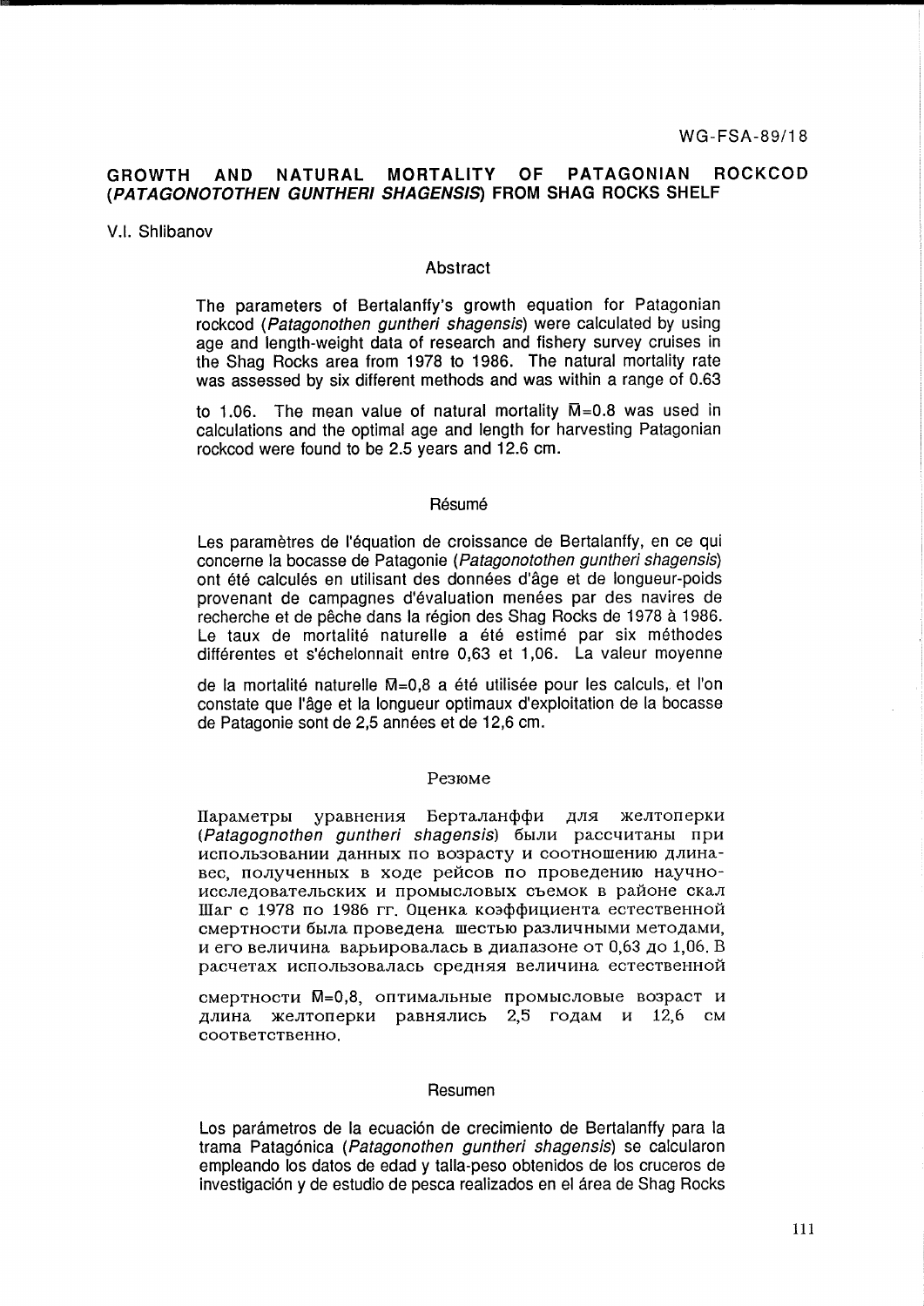WG-FSA-89/18

# GROWTH AND NATURAL MORTALITY OF PATAGONIAN ROCKCOD (*PATAGONOTOTHEN GUNTHERI SHAGENSIS*) FROM SHAG ROCKS SHELF

V.I. Shlibanov

## Abstract

The parameters of Bertalanffy's growth equation for Patagonian rockcod (*Patagonothen guntheri shagensis*) were calculated by using age and length-weight data of research and fishery survey cruises in the Shag Rocks area from 1978 to 1986. The natural mortality rate was assessed by six different methods and was within a range of 0.63 to 1.06. The mean value of natural mortality $\bar{M}$=0.8 was used in calculations and the optimal age and length for harvesting Patagonian rockcod were found to be 2.5 years and 12.6 cm.

## Résumé

Les paramètres de l'équation de croissance de Bertalanffy, en ce qui concerne la bocasse de Patagonie (*Patagonotothen guntheri shagensis*) ont été calculés en utilisant des données d'âge et de longueur-poids provenant de campagnes d'évaluation menées par des navires de recherche et de pêche dans la région des Shag Rocks de 1978 à 1986. Le taux de mortalité naturelle a été estimé par six méthodes différentes et s'échelonnait entre 0,63 et 1,06. La valeur moyenne de la mortalité naturelle $\bar{M}$=0,8 a été utilisée pour les calculs, et l'on constate que l'âge et la longueur optimaux d'exploitation de la bocasse de Patagonie sont de 2,5 années et de 12,6 cm.

## Резюме

Параметры уравнения Берталанффи для желтоперки (*Patagognothen guntheri shagensis*) были рассчитаны при использовании данных по возрасту и соотношению длина-вес, полученных в ходе рейсов по проведению научно-исследовательских и промысловых съемок в районе скал Шаг с 1978 по 1986 гг. Оценка коэффициента естественной смертности была проведена шестью различными методами, и его величина варьировалась в диапазоне от 0,63 до 1,06. В расчетах использовалась средняя величина естественной смертности $\bar{M}$=0,8, оптимальные промысловые возраст и длина желтоперки равнялись 2,5 годам и 12,6 см соответственно.

## Resumen

Los parámetros de la ecuación de crecimiento de Bertalanffy para la trama Patagónica (*Patagonothen guntheri shagensis*) se calcularon empleando los datos de edad y talla-peso obtenidos de los cruceros de investigación y de estudio de pesca realizados en el área de Shag Rocks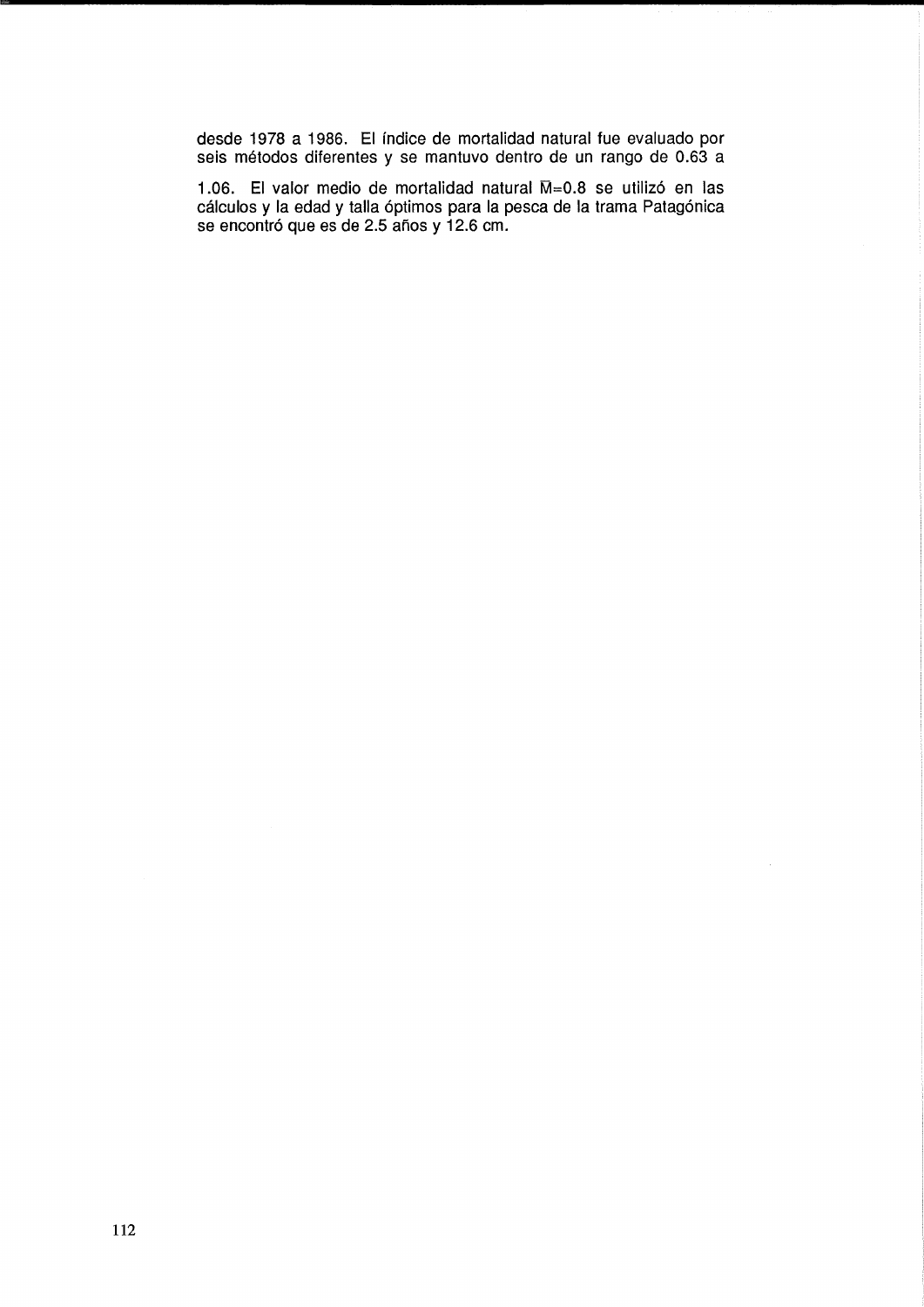desde 1978 a 1986. El índice de mortalidad natural fue evaluado por seis métodos diferentes y se mantuvo dentro de un rango de 0.63 a 1.06. El valor medio de mortalidad natural $\overline{M}$=0.8 se utilizó en las cálculos y la edad y talla óptimos para la pesca de la trama Patagónica se encontró que es de 2.5 años y 12.6 cm.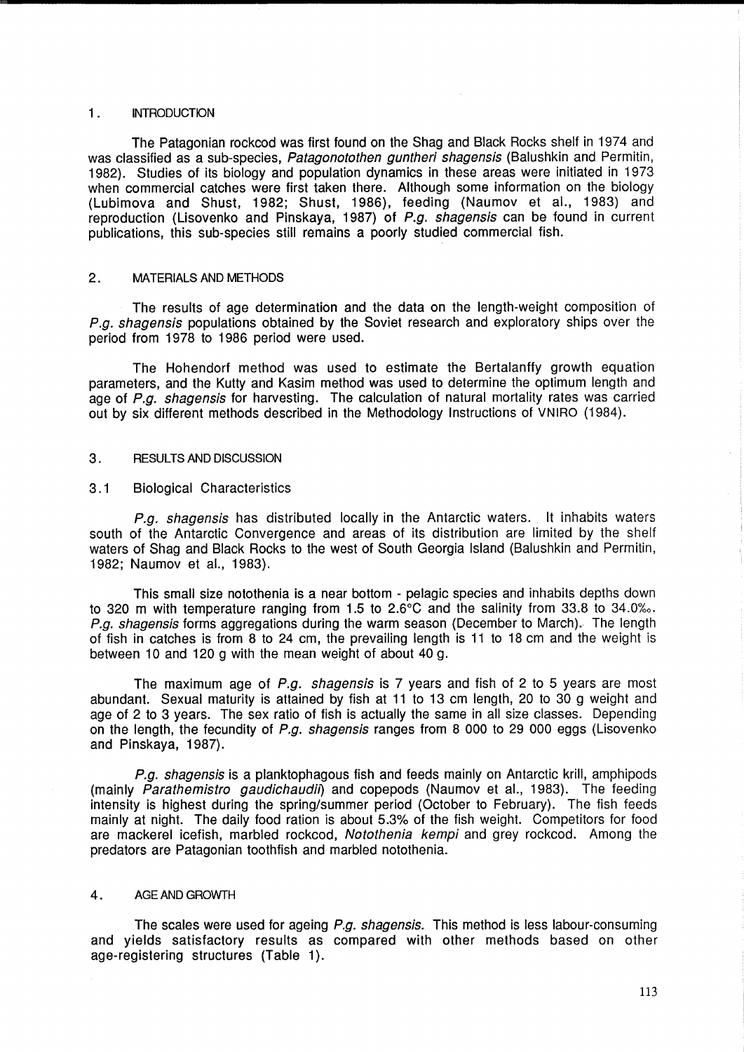## 1. INTRODUCTION

The Patagonian rockcod was first found on the Shag and Black Rocks shelf in 1974 and was classified as a sub-species, *Patagonotothen guntheri shagensis* (Balushkin and Permitin, 1982). Studies of its biology and population dynamics in these areas were initiated in 1973 when commercial catches were first taken there. Although some information on the biology (Lubimova and Shust, 1982; Shust, 1986), feeding (Naumov et al., 1983) and reproduction (Lisovenko and Pinskaya, 1987) of *P.g. shagensis* can be found in current publications, this sub-species still remains a poorly studied commercial fish.

## 2. MATERIALS AND METHODS

The results of age determination and the data on the length-weight composition of *P.g. shagensis* populations obtained by the Soviet research and exploratory ships over the period from 1978 to 1986 period were used.

The Hohendorf method was used to estimate the Bertalanffy growth equation parameters, and the Kutty and Kasim method was used to determine the optimum length and age of *P.g. shagensis* for harvesting. The calculation of natural mortality rates was carried out by six different methods described in the Methodology Instructions of VNIRO (1984).

## 3. RESULTS AND DISCUSSION

### 3.1 Biological Characteristics

*P.g. shagensis* has distributed locally in the Antarctic waters. It inhabits waters south of the Antarctic Convergence and areas of its distribution are limited by the shelf waters of Shag and Black Rocks to the west of South Georgia Island (Balushkin and Permitin, 1982; Naumov et al., 1983).

This small size notothenia is a near bottom - pelagic species and inhabits depths down to 320 m with temperature ranging from 1.5 to 2.6°C and the salinity from 33.8 to 34.0‰. *P.g. shagensis* forms aggregations during the warm season (December to March). The length of fish in catches is from 8 to 24 cm, the prevailing length is 11 to 18 cm and the weight is between 10 and 120 g with the mean weight of about 40 g.

The maximum age of *P.g. shagensis* is 7 years and fish of 2 to 5 years are most abundant. Sexual maturity is attained by fish at 11 to 13 cm length, 20 to 30 g weight and age of 2 to 3 years. The sex ratio of fish is actually the same in all size classes. Depending on the length, the fecundity of *P.g. shagensis* ranges from 8 000 to 29 000 eggs (Lisovenko and Pinskaya, 1987).

*P.g. shagensis* is a planktophagous fish and feeds mainly on Antarctic krill, amphipods (mainly *Parathemistro gaudichaudii*) and copepods (Naumov et al., 1983). The feeding intensity is highest during the spring/summer period (October to February). The fish feeds mainly at night. The daily food ration is about 5.3% of the fish weight. Competitors for food are mackerel icefish, marbled rockcod, *Notothenia kempi* and grey rockcod. Among the predators are Patagonian toothfish and marbled notothenia.

## 4. AGE AND GROWTH

The scales were used for ageing *P.g. shagensis*. This method is less labour-consuming and yields satisfactory results as compared with other methods based on other age-registering structures (Table 1).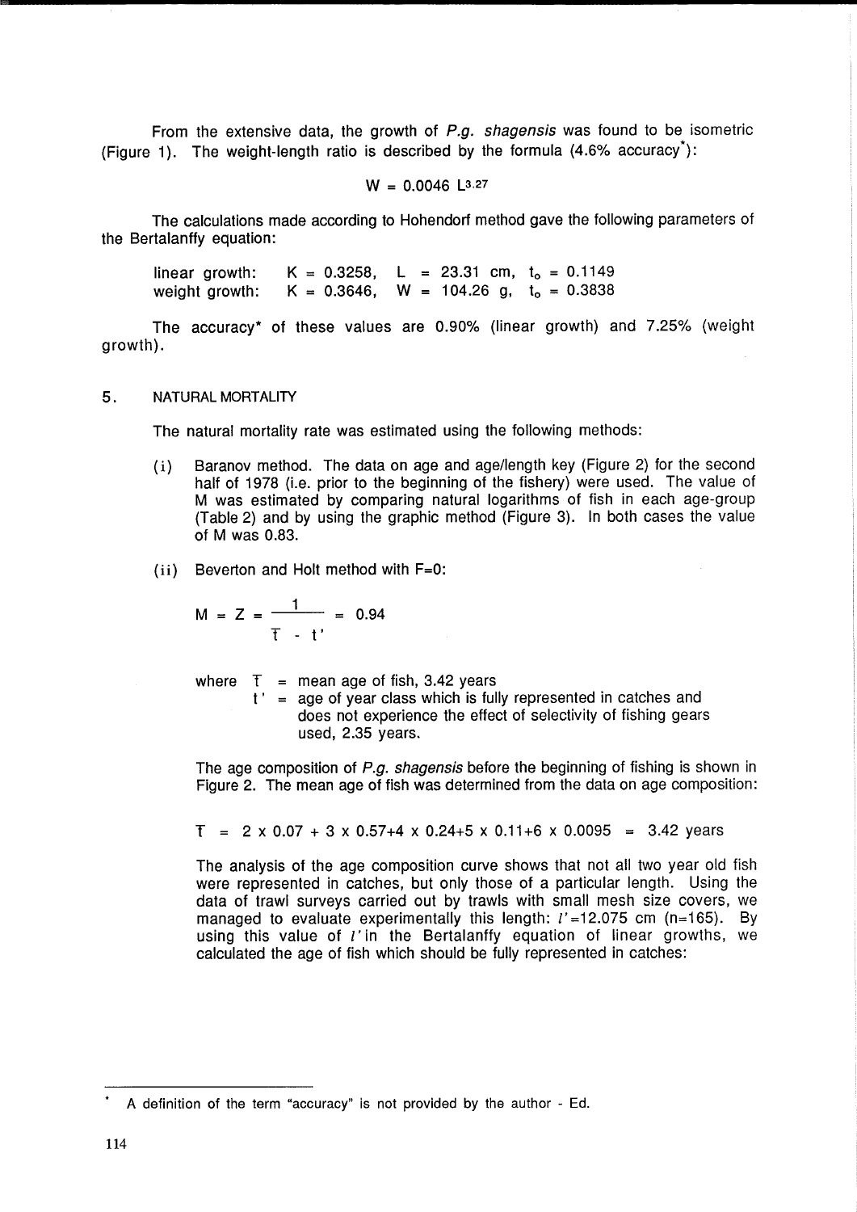From the extensive data, the growth of *P.g. shagensis* was found to be isometric (Figure 1). The weight-length ratio is described by the formula (4.6% accuracy*):

$$W = 0.0046\ L^{3.27}$$

The calculations made according to Hohendorf method gave the following parameters of the Bertalanffy equation:

linear growth: $K = 0.3258$, $L = 23.31$ cm, $t_o = 0.1149$
weight growth: $K = 0.3646$, $W = 104.26$ g, $t_o = 0.3838$

The accuracy* of these values are 0.90% (linear growth) and 7.25% (weight growth).

## 5. NATURAL MORTALITY

The natural mortality rate was estimated using the following methods:

(i) Baranov method. The data on age and age/length key (Figure 2) for the second half of 1978 (i.e. prior to the beginning of the fishery) were used. The value of M was estimated by comparing natural logarithms of fish in each age-group (Table 2) and by using the graphic method (Figure 3). In both cases the value of M was 0.83.

(ii) Beverton and Holt method with F=0:

$$M = Z = \frac{1}{\bar{t} - t'} = 0.94$$

where $\bar{t}$ = mean age of fish, 3.42 years
$t'$ = age of year class which is fully represented in catches and does not experience the effect of selectivity of fishing gears used, 2.35 years.

The age composition of *P.g. shagensis* before the beginning of fishing is shown in Figure 2. The mean age of fish was determined from the data on age composition:

$$\bar{t} = 2 \times 0.07 + 3 \times 0.57 + 4 \times 0.24 + 5 \times 0.11 + 6 \times 0.0095 = 3.42 \text{ years}$$

The analysis of the age composition curve shows that not all two year old fish were represented in catches, but only those of a particular length. Using the data of trawl surveys carried out by trawls with small mesh size covers, we managed to evaluate experimentally this length: $l'$=12.075 cm (n=165). By using this value of $l'$ in the Bertalanffy equation of linear growths, we calculated the age of fish which should be fully represented in catches:

---

* A definition of the term "accuracy" is not provided by the author - Ed.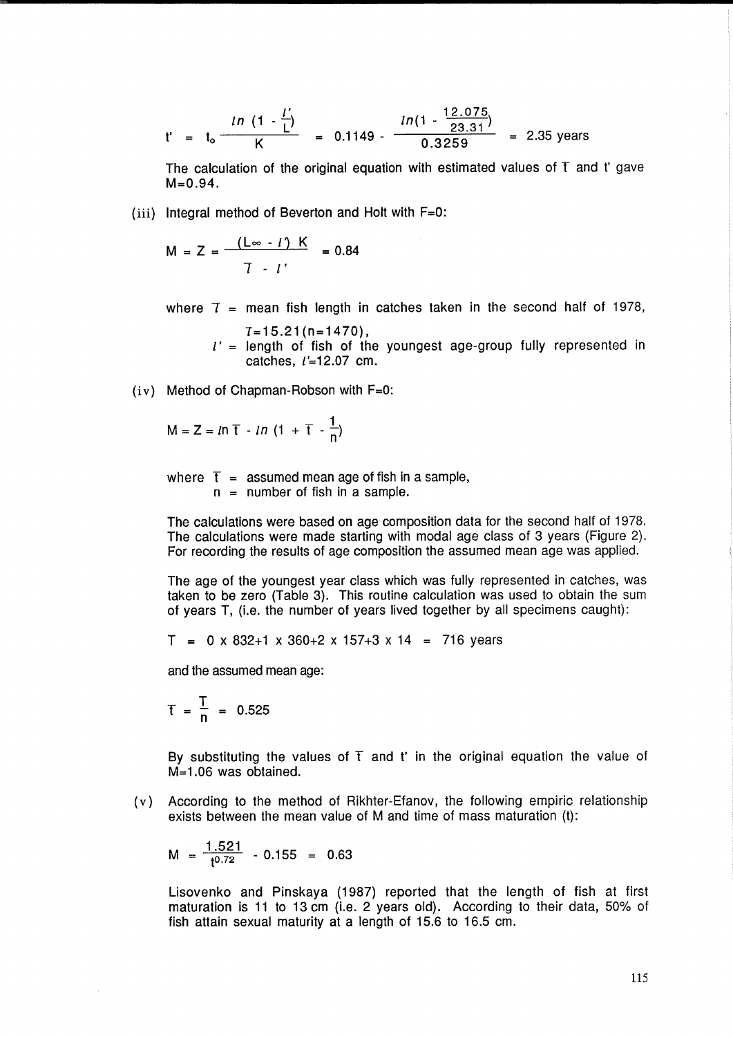$$t' = t_o \frac{ln\,(1 - \frac{l'}{L})}{K} = 0.1149 - \frac{ln(1 - \frac{12.075}{23.31})}{0.3259} = 2.35 \text{ years}$$

The calculation of the original equation with estimated values of $\bar{t}$ and t' gave M=0.94.

(iii) Integral method of Beverton and Holt with F=0:

$$M = Z = \frac{(L_\infty - l')\,K}{\bar{l} - l'} = 0.84$$

where $\bar{l}$ = mean fish length in catches taken in the second half of 1978, $\bar{l}$=15.21(n=1470),
$l'$ = length of fish of the youngest age-group fully represented in catches, $l'$=12.07 cm.

(iv) Method of Chapman-Robson with F=0:

$$M = Z = ln\,\bar{t} - ln\,(1 + \bar{t} - \frac{1}{n})$$

where $\bar{t}$ = assumed mean age of fish in a sample,
n = number of fish in a sample.

The calculations were based on age composition data for the second half of 1978. The calculations were made starting with modal age class of 3 years (Figure 2). For recording the results of age composition the assumed mean age was applied.

The age of the youngest year class which was fully represented in catches, was taken to be zero (Table 3). This routine calculation was used to obtain the sum of years T, (i.e. the number of years lived together by all specimens caught):

$$T = 0 \times 832 + 1 \times 360 + 2 \times 157 + 3 \times 14 = 716 \text{ years}$$

and the assumed mean age:

$$\bar{t} = \frac{T}{n} = 0.525$$

By substituting the values of $\bar{t}$ and t' in the original equation the value of M=1.06 was obtained.

(v) According to the method of Rikhter-Efanov, the following empiric relationship exists between the mean value of M and time of mass maturation (t):

$$M = \frac{1.521}{t^{0.72}} - 0.155 = 0.63$$

Lisovenko and Pinskaya (1987) reported that the length of fish at first maturation is 11 to 13 cm (i.e. 2 years old). According to their data, 50% of fish attain sexual maturity at a length of 15.6 to 16.5 cm.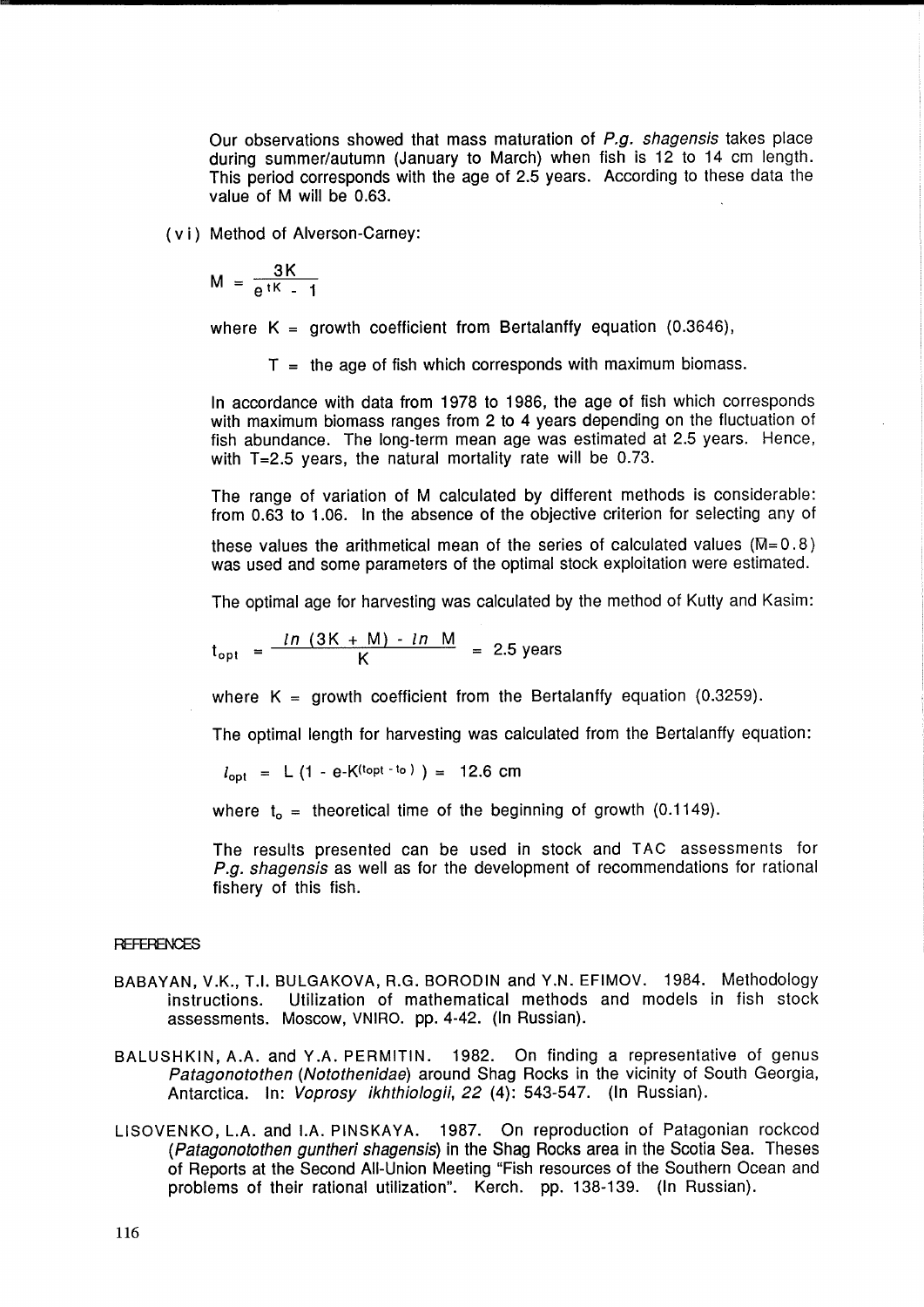Our observations showed that mass maturation of *P.g. shagensis* takes place during summer/autumn (January to March) when fish is 12 to 14 cm length. This period corresponds with the age of 2.5 years. According to these data the value of M will be 0.63.

(vi) Method of Alverson-Carney:

$$M = \frac{3K}{e^{tK} - 1}$$

where K = growth coefficient from Bertalanffy equation (0.3646),

T = the age of fish which corresponds with maximum biomass.

In accordance with data from 1978 to 1986, the age of fish which corresponds with maximum biomass ranges from 2 to 4 years depending on the fluctuation of fish abundance. The long-term mean age was estimated at 2.5 years. Hence, with T=2.5 years, the natural mortality rate will be 0.73.

The range of variation of M calculated by different methods is considerable: from 0.63 to 1.06. In the absence of the objective criterion for selecting any of these values the arithmetical mean of the series of calculated values ($\bar{M}$=0.8) was used and some parameters of the optimal stock exploitation were estimated.

The optimal age for harvesting was calculated by the method of Kutty and Kasim:

$$t_{opt} = \frac{ln\ (3K + M) - ln\ M}{K} = 2.5 \text{ years}$$

where K = growth coefficient from the Bertalanffy equation (0.3259).

The optimal length for harvesting was calculated from the Bertalanffy equation:

$$l_{opt} = L\ (1 - e\text{-}K^{(t_{opt} - t_o)}) = 12.6 \text{ cm}$$

where $t_o$ = theoretical time of the beginning of growth (0.1149).

The results presented can be used in stock and TAC assessments for *P.g. shagensis* as well as for the development of recommendations for rational fishery of this fish.

## REFERENCES

BABAYAN, V.K., T.I. BULGAKOVA, R.G. BORODIN and Y.N. EFIMOV. 1984. Methodology instructions. Utilization of mathematical methods and models in fish stock assessments. Moscow, VNIRO. pp. 4-42. (In Russian).

BALUSHKIN, A.A. and Y.A. PERMITIN. 1982. On finding a representative of genus *Patagonotothen* (*Notothenidae*) around Shag Rocks in the vicinity of South Georgia, Antarctica. In: *Voprosy ikhthiologii, 22* (4): 543-547. (In Russian).

LISOVENKO, L.A. and I.A. PINSKAYA. 1987. On reproduction of Patagonian rockcod (*Patagonotothen guntheri shagensis*) in the Shag Rocks area in the Scotia Sea. Theses of Reports at the Second All-Union Meeting "Fish resources of the Southern Ocean and problems of their rational utilization". Kerch. pp. 138-139. (In Russian).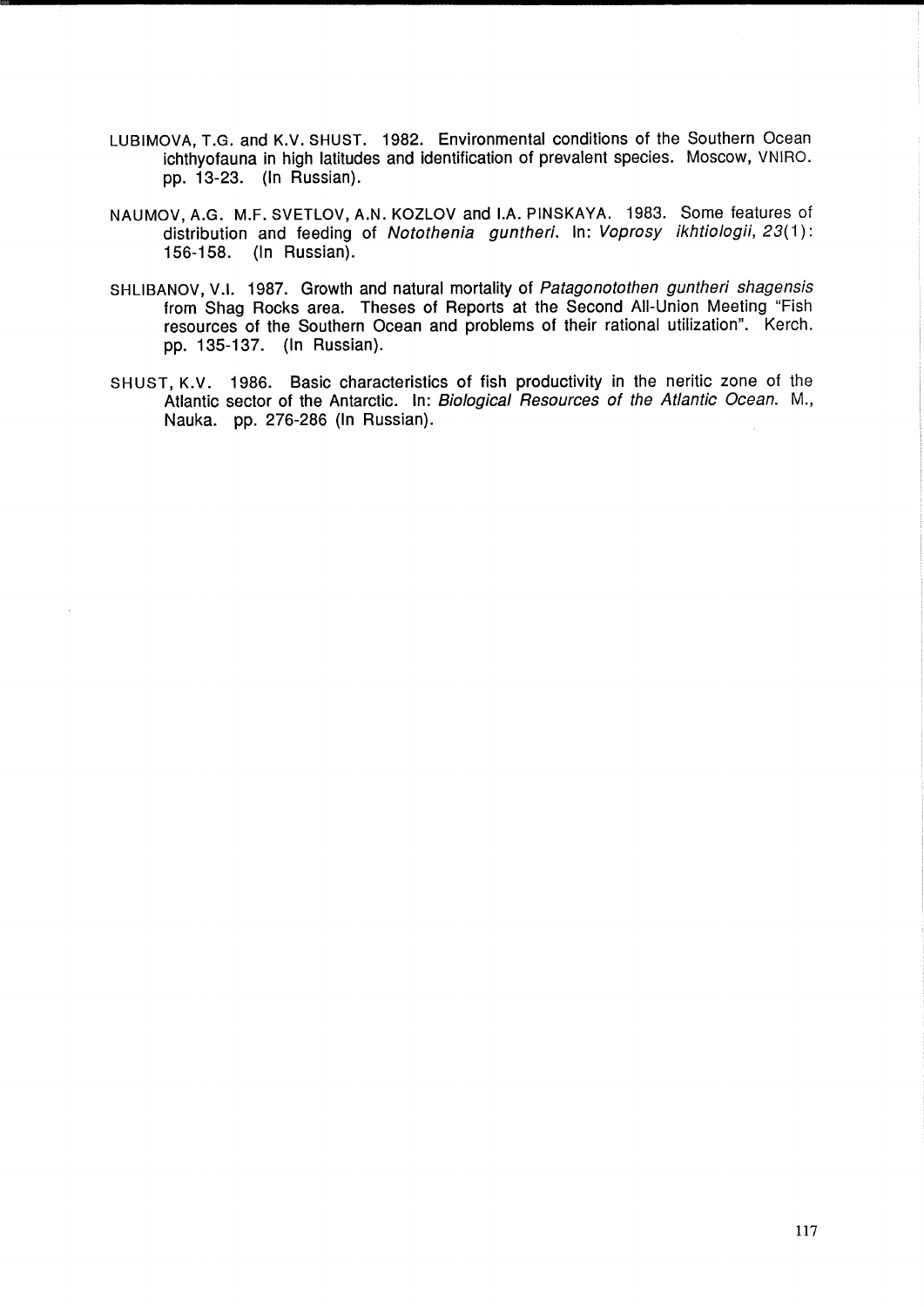LUBIMOVA, T.G. and K.V. SHUST. 1982. Environmental conditions of the Southern Ocean ichthyofauna in high latitudes and identification of prevalent species. Moscow, VNIRO. pp. 13-23. (In Russian).

NAUMOV, A.G. M.F. SVETLOV, A.N. KOZLOV and I.A. PINSKAYA. 1983. Some features of distribution and feeding of *Notothenia guntheri*. In: *Voprosy ikhtiologii*, *23*(1): 156-158. (In Russian).

SHLIBANOV, V.I. 1987. Growth and natural mortality of *Patagonotothen guntheri shagensis* from Shag Rocks area. Theses of Reports at the Second All-Union Meeting "Fish resources of the Southern Ocean and problems of their rational utilization". Kerch. pp. 135-137. (In Russian).

SHUST, K.V. 1986. Basic characteristics of fish productivity in the neritic zone of the Atlantic sector of the Antarctic. In: *Biological Resources of the Atlantic Ocean*. M., Nauka. pp. 276-286 (In Russian).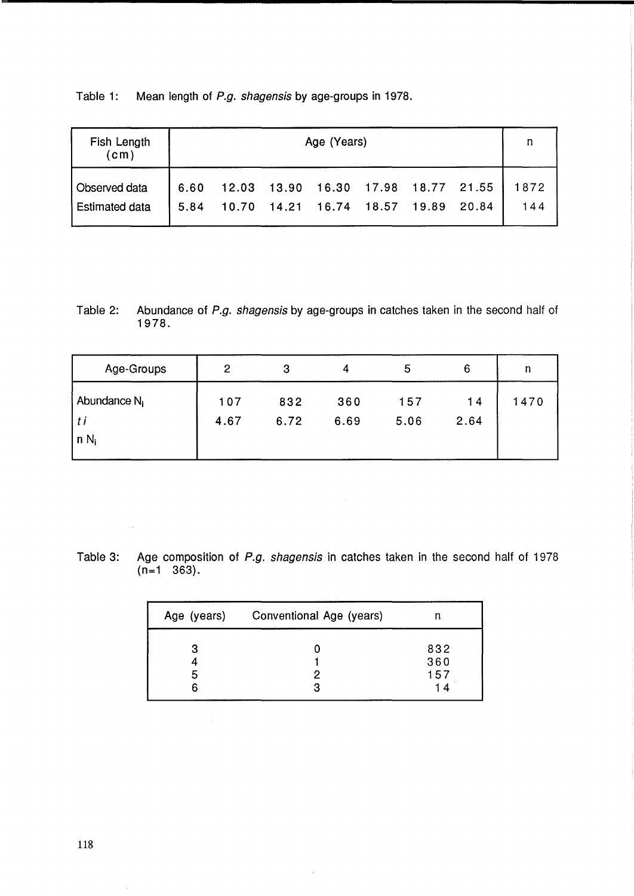Table 1: Mean length of *P.g. shagensis* by age-groups in 1978.

| Fish Length (cm) | Age (Years) | | | | | | | n |
|---|---|---|---|---|---|---|---|---|
| Observed data | 6.60 | 12.03 | 13.90 | 16.30 | 17.98 | 18.77 | 21.55 | 1872 |
| Estimated data | 5.84 | 10.70 | 14.21 | 16.74 | 18.57 | 19.89 | 20.84 | 144 |

Table 2: Abundance of *P.g. shagensis* by age-groups in catches taken in the second half of 1978.

| Age-Groups | 2 | 3 | 4 | 5 | 6 | n |
|---|---|---|---|---|---|---|
| Abundance $N_i$ | 107 | 832 | 360 | 157 | 14 | 1470 |
| $t_i$ | 4.67 | 6.72 | 6.69 | 5.06 | 2.64 | |
| n $N_i$ | | | | | | |

Table 3: Age composition of *P.g. shagensis* in catches taken in the second half of 1978 (n=1 363).

| Age (years) | Conventional Age (years) | n |
|---|---|---|
| 3 | 0 | 832 |
| 4 | 1 | 360 |
| 5 | 2 | 157 |
| 6 | 3 | 14 |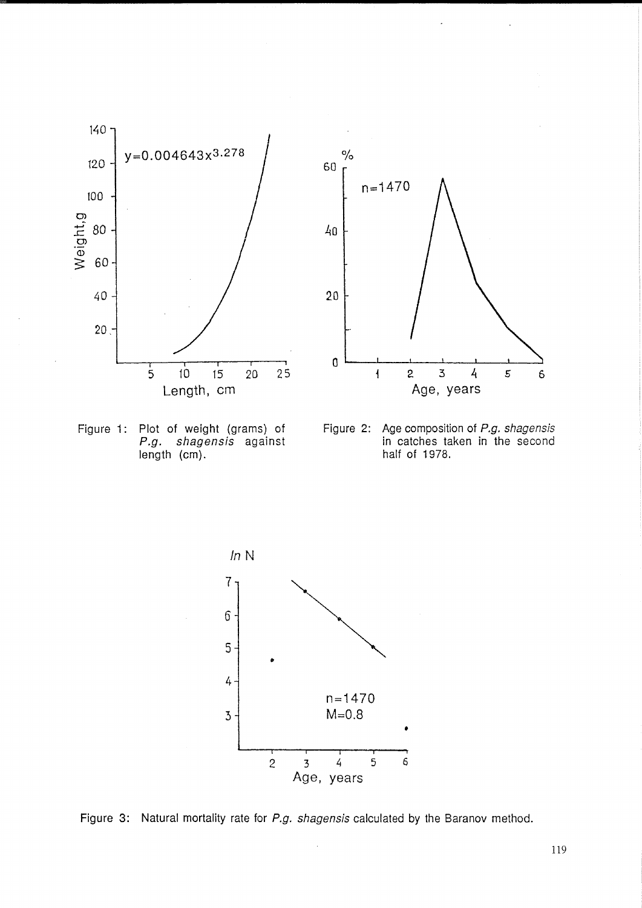Figure 1: Plot of weight (grams) of *P.g. shagensis* against length (cm).

Figure 2: Age composition of *P.g. shagensis* in catches taken in the second half of 1978.

Figure 3: Natural mortality rate for *P.g. shagensis* calculated by the Baranov method.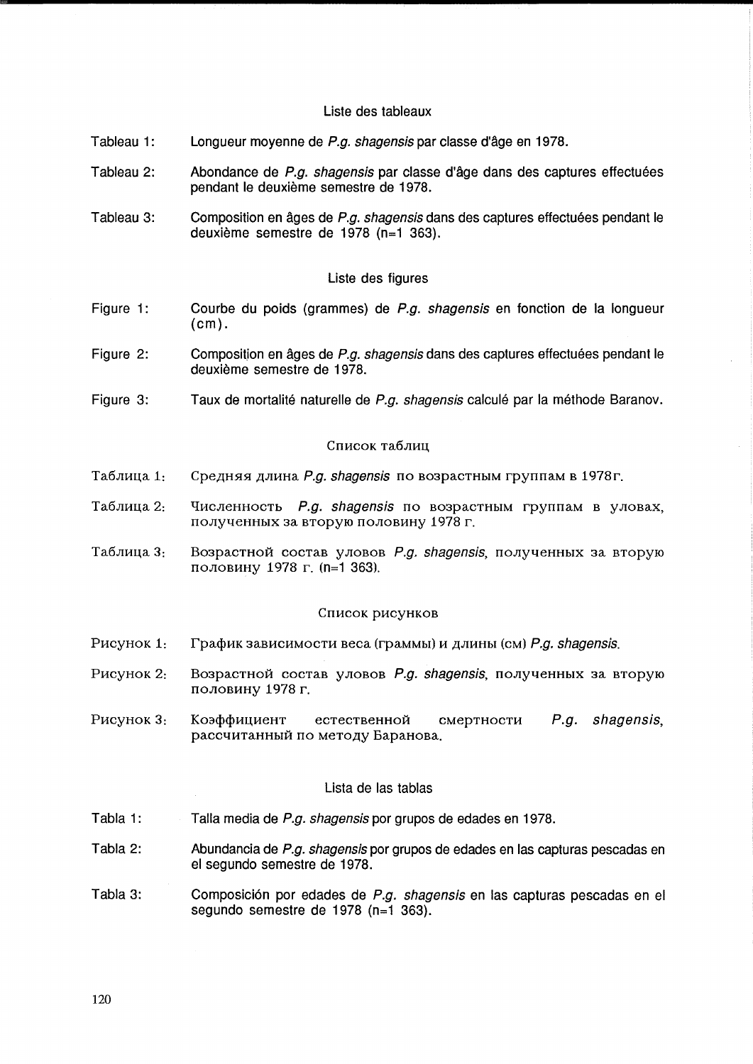## Liste des tableaux

Tableau 1: Longueur moyenne de *P.g. shagensis* par classe d'âge en 1978.

Tableau 2: Abondance de *P.g. shagensis* par classe d'âge dans des captures effectuées pendant le deuxième semestre de 1978.

Tableau 3: Composition en âges de *P.g. shagensis* dans des captures effectuées pendant le deuxième semestre de 1978 (n=1 363).

## Liste des figures

Figure 1: Courbe du poids (grammes) de *P.g. shagensis* en fonction de la longueur (cm).

Figure 2: Composition en âges de *P.g. shagensis* dans des captures effectuées pendant le deuxième semestre de 1978.

Figure 3: Taux de mortalité naturelle de *P.g. shagensis* calculé par la méthode Baranov.

## Список таблиц

Таблица 1: Средняя длина *P.g. shagensis* по возрастным группам в 1978г.

Таблица 2: Численность *P.g. shagensis* по возрастным группам в уловах, полученных за вторую половину 1978 г.

Таблица 3: Возрастной состав уловов *P.g. shagensis*, полученных за вторую половину 1978 г. (n=1 363).

## Список рисунков

Рисунок 1: График зависимости веса (граммы) и длины (см) *P.g. shagensis*.

Рисунок 2: Возрастной состав уловов *P.g. shagensis*, полученных за вторую половину 1978 г.

Рисунок 3: Коэффициент естественной смертности *P.g. shagensis*, рассчитанный по методу Баранова.

## Lista de las tablas

Tabla 1: Talla media de *P.g. shagensis* por grupos de edades en 1978.

Tabla 2: Abundancia de *P.g. shagensis* por grupos de edades en las capturas pescadas en el segundo semestre de 1978.

Tabla 3: Composición por edades de *P.g. shagensis* en las capturas pescadas en el segundo semestre de 1978 (n=1 363).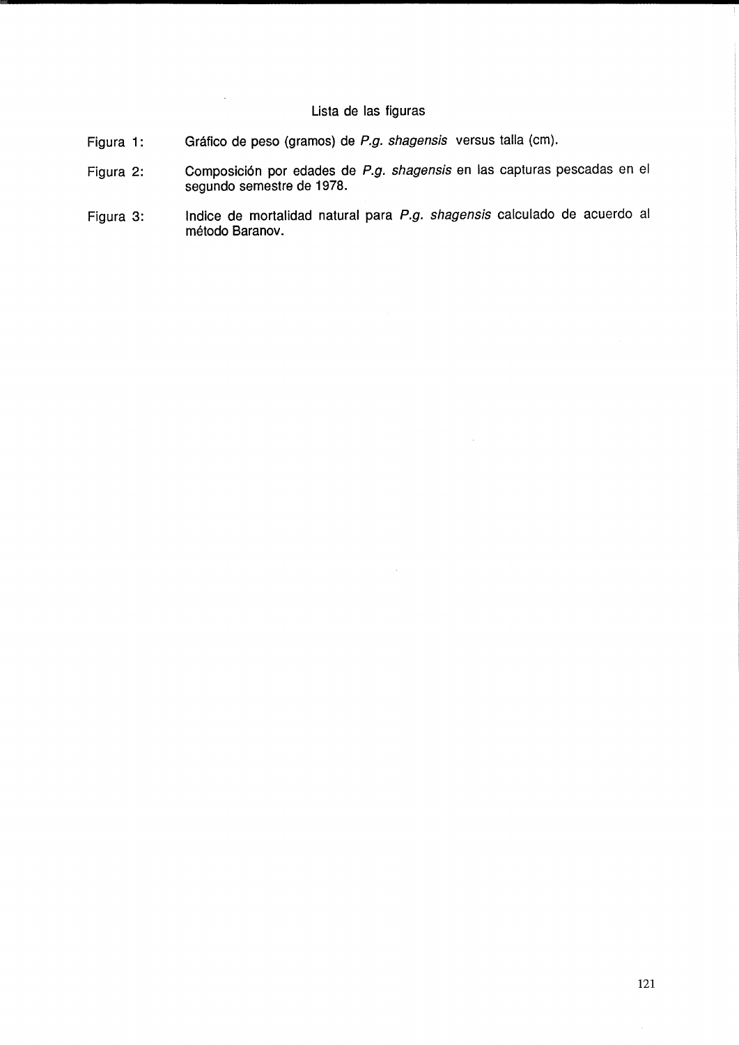## Lista de las figuras

Figura 1: Gráfico de peso (gramos) de *P.g. shagensis* versus talla (cm).

Figura 2: Composición por edades de *P.g. shagensis* en las capturas pescadas en el segundo semestre de 1978.

Figura 3: Indice de mortalidad natural para *P.g. shagensis* calculado de acuerdo al método Baranov.